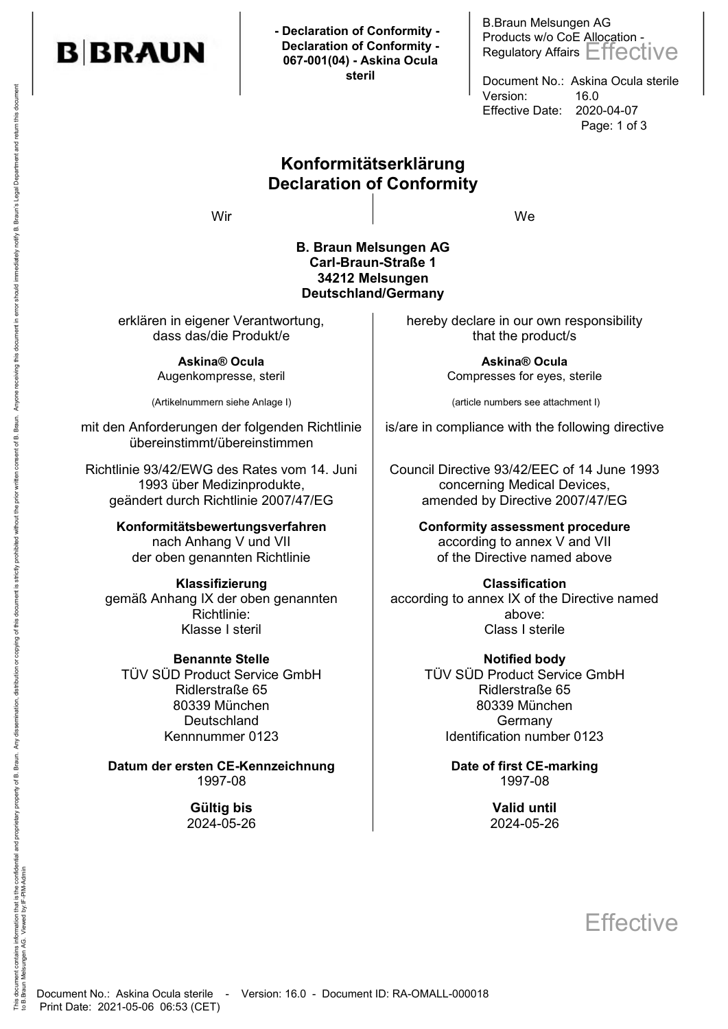# Konformitätserklärung
# Declaration of Conformity

| Wir | We |
|---|---|
| **B. Braun Melsungen AG**<br>**Carl-Braun-Straße 1**<br>**34212 Melsungen**<br>**Deutschland/Germany** | |
| erklären in eigener Verantwortung, dass das/die Produkt/e | hereby declare in our own responsibility that the product/s |
| **Askina® Ocula**<br>Augenkompresse, steril | **Askina® Ocula**<br>Compresses for eyes, sterile |
| (Artikelnummern siehe Anlage I) | (article numbers see attachment I) |
| mit den Anforderungen der folgenden Richtlinie übereinstimmt/übereinstimmen | is/are in compliance with the following directive |
| Richtlinie 93/42/EWG des Rates vom 14. Juni 1993 über Medizinprodukte, geändert durch Richtlinie 2007/47/EG | Council Directive 93/42/EEC of 14 June 1993 concerning Medical Devices, amended by Directive 2007/47/EG |
| **Konformitätsbewertungsverfahren**<br>nach Anhang V und VII der oben genannten Richtlinie | **Conformity assessment procedure**<br>according to annex V and VII of the Directive named above |
| **Klassifizierung**<br>gemäß Anhang IX der oben genannten Richtlinie:<br>Klasse I steril | **Classification**<br>according to annex IX of the Directive named above:<br>Class I sterile |
| **Benannte Stelle**<br>TÜV SÜD Product Service GmbH<br>Ridlerstraße 65<br>80339 München<br>Deutschland<br>Kennnummer 0123 | **Notified body**<br>TÜV SÜD Product Service GmbH<br>Ridlerstraße 65<br>80339 München<br>Germany<br>Identification number 0123 |
| **Datum der ersten CE-Kennzeichnung**<br>1997-08 | **Date of first CE-marking**<br>1997-08 |
| **Gültig bis**<br>2024-05-26 | **Valid until**<br>2024-05-26 |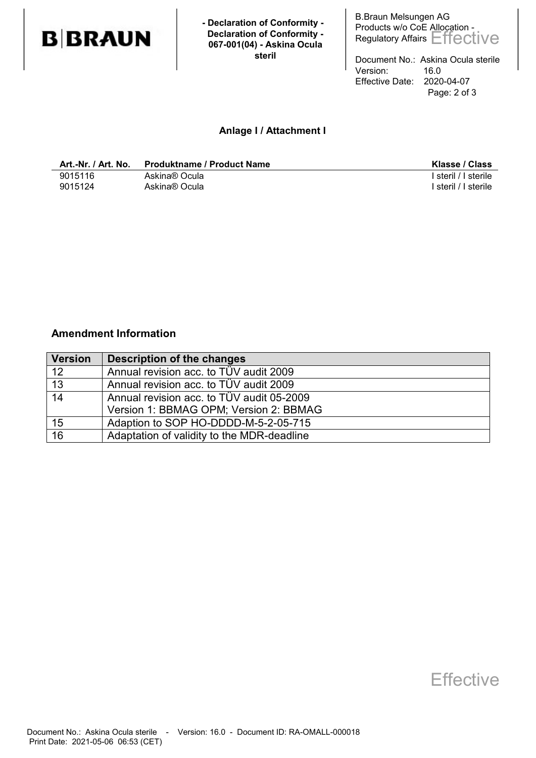## Anlage I / Attachment I

| Art.-Nr. / Art. No. | Produktname / Product Name | Klasse / Class |
|---|---|---|
| 9015116 | Askina® Ocula | I steril / I sterile |
| 9015124 | Askina® Ocula | I steril / I sterile |

## Amendment Information

| Version | Description of the changes |
|---|---|
| 12 | Annual revision acc. to TÜV audit 2009 |
| 13 | Annual revision acc. to TÜV audit 2009 |
| 14 | Annual revision acc. to TÜV audit 05-2009<br>Version 1: BBMAG OPM; Version 2: BBMAG |
| 15 | Adaption to SOP HO-DDDD-M-5-2-05-715 |
| 16 | Adaptation of validity to the MDR-deadline |

Effective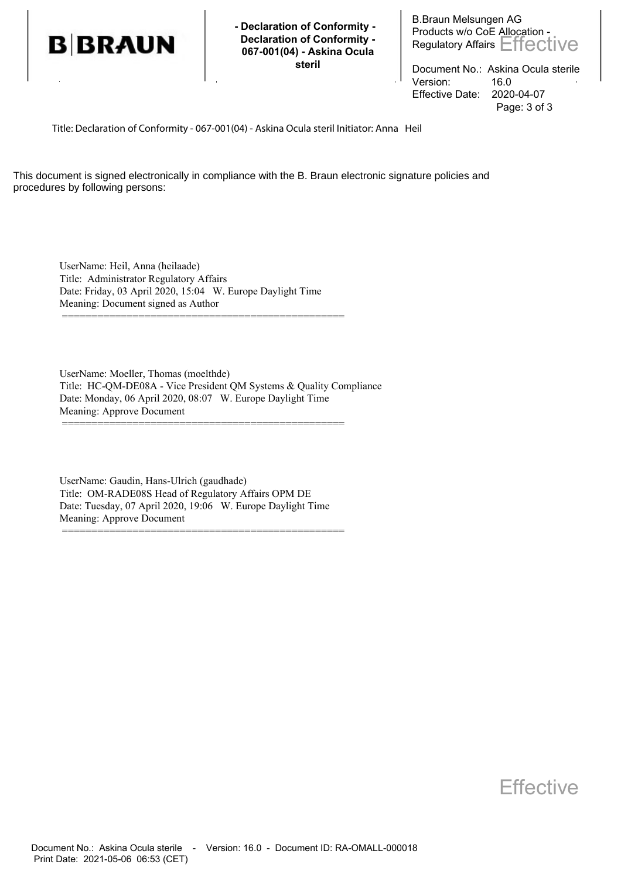Title: Declaration of Conformity - 067-001(04) - Askina Ocula steril Initiator: Anna Heil

This document is signed electronically in compliance with the B. Braun electronic signature policies and procedures by following persons:

UserName: Heil, Anna (heilaade)
Title: Administrator Regulatory Affairs
Date: Friday, 03 April 2020, 15:04 W. Europe Daylight Time
Meaning: Document signed as Author

================================================

UserName: Moeller, Thomas (moelthde)
Title: HC-QM-DE08A - Vice President QM Systems & Quality Compliance
Date: Monday, 06 April 2020, 08:07 W. Europe Daylight Time
Meaning: Approve Document

================================================

UserName: Gaudin, Hans-Ulrich (gaudhade)
Title: OM-RADE08S Head of Regulatory Affairs OPM DE
Date: Tuesday, 07 April 2020, 19:06 W. Europe Daylight Time
Meaning: Approve Document

================================================